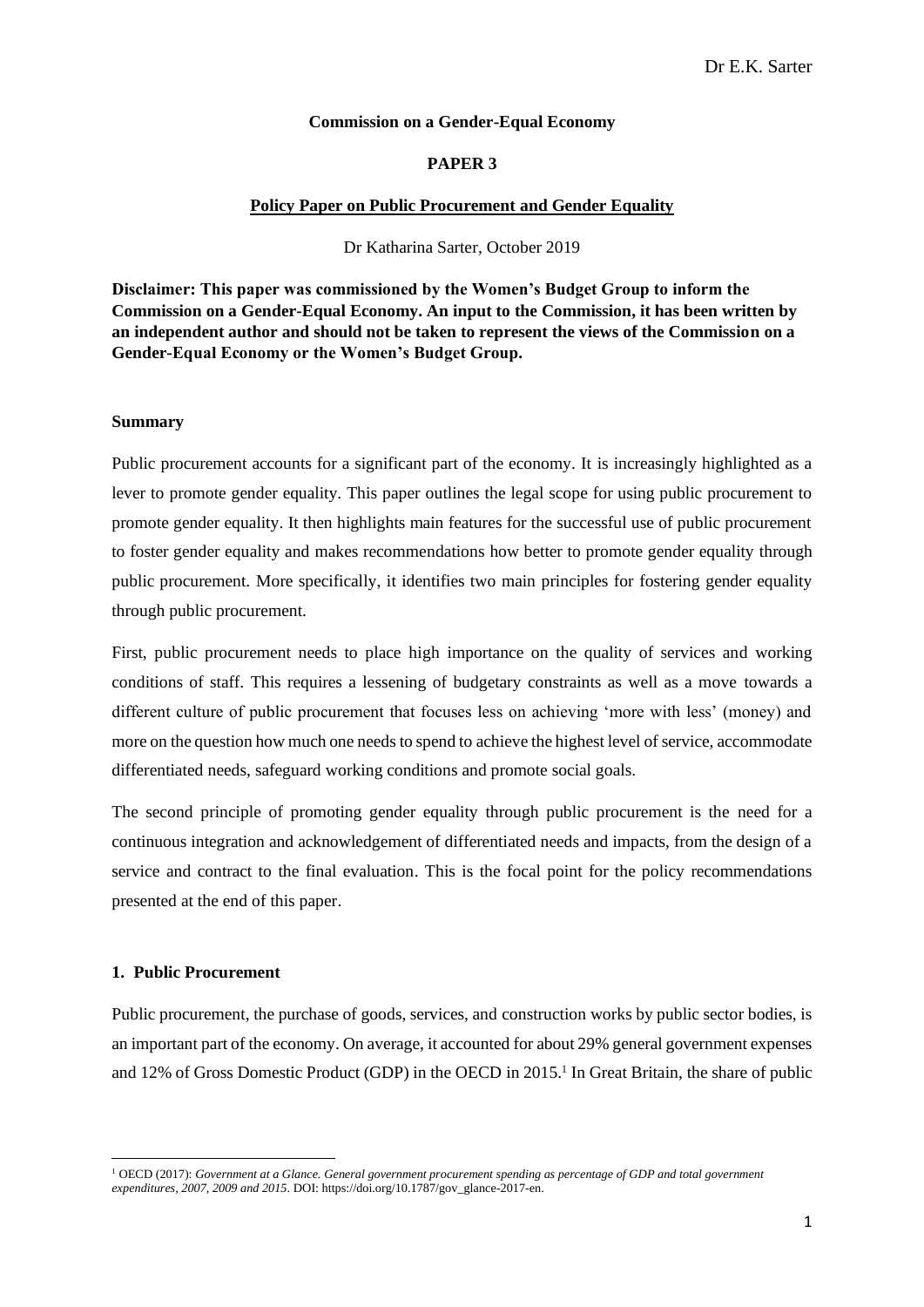**Commission on a Gender-Equal Economy**

**PAPER 3**

**Policy Paper on Public Procurement and Gender Equality**

Dr Katharina Sarter, October 2019

**Disclaimer: This paper was commissioned by the Women's Budget Group to inform the Commission on a Gender-Equal Economy. An input to the Commission, it has been written by an independent author and should not be taken to represent the views of the Commission on a Gender-Equal Economy or the Women's Budget Group.**

**Summary**

Public procurement accounts for a significant part of the economy. It is increasingly highlighted as a lever to promote gender equality. This paper outlines the legal scope for using public procurement to promote gender equality. It then highlights main features for the successful use of public procurement to foster gender equality and makes recommendations how better to promote gender equality through public procurement. More specifically, it identifies two main principles for fostering gender equality through public procurement.

First, public procurement needs to place high importance on the quality of services and working conditions of staff. This requires a lessening of budgetary constraints as well as a move towards a different culture of public procurement that focuses less on achieving 'more with less' (money) and more on the question how much one needs to spend to achieve the highest level of service, accommodate differentiated needs, safeguard working conditions and promote social goals.

The second principle of promoting gender equality through public procurement is the need for a continuous integration and acknowledgement of differentiated needs and impacts, from the design of a service and contract to the final evaluation. This is the focal point for the policy recommendations presented at the end of this paper.

## 1. Public Procurement

Public procurement, the purchase of goods, services, and construction works by public sector bodies, is an important part of the economy. On average, it accounted for about 29% general government expenses and 12% of Gross Domestic Product (GDP) in the OECD in 2015.[1] In Great Britain, the share of public

[1] OECD (2017): *Government at a Glance. General government procurement spending as percentage of GDP and total government expenditures, 2007, 2009 and 2015*. DOI: https://doi.org/10.1787/gov_glance-2017-en.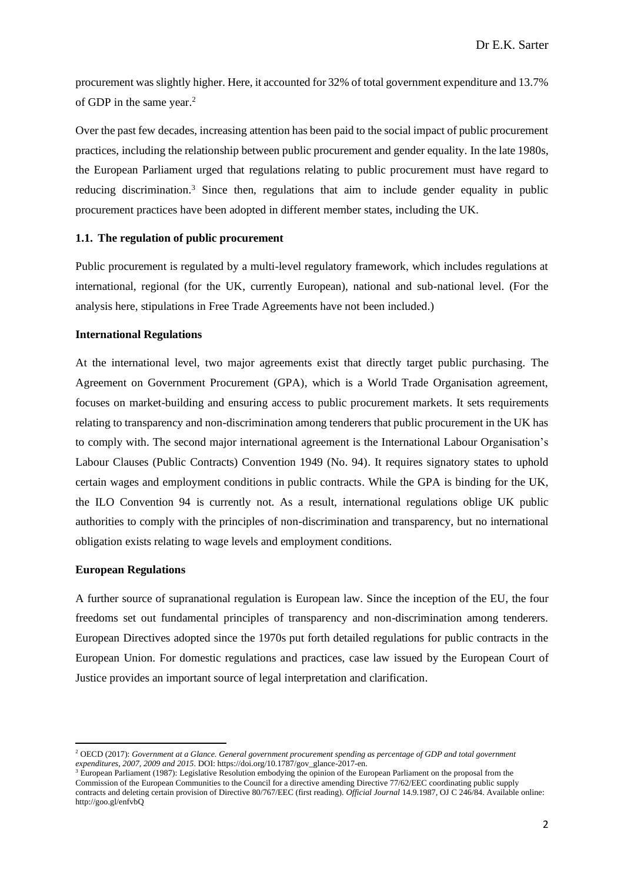procurement was slightly higher. Here, it accounted for 32% of total government expenditure and 13.7% of GDP in the same year.[2]

Over the past few decades, increasing attention has been paid to the social impact of public procurement practices, including the relationship between public procurement and gender equality. In the late 1980s, the European Parliament urged that regulations relating to public procurement must have regard to reducing discrimination.[3] Since then, regulations that aim to include gender equality in public procurement practices have been adopted in different member states, including the UK.

### 1.1. The regulation of public procurement

Public procurement is regulated by a multi-level regulatory framework, which includes regulations at international, regional (for the UK, currently European), national and sub-national level. (For the analysis here, stipulations in Free Trade Agreements have not been included.)

#### International Regulations

At the international level, two major agreements exist that directly target public purchasing. The Agreement on Government Procurement (GPA), which is a World Trade Organisation agreement, focuses on market-building and ensuring access to public procurement markets. It sets requirements relating to transparency and non-discrimination among tenderers that public procurement in the UK has to comply with. The second major international agreement is the International Labour Organisation's Labour Clauses (Public Contracts) Convention 1949 (No. 94). It requires signatory states to uphold certain wages and employment conditions in public contracts. While the GPA is binding for the UK, the ILO Convention 94 is currently not. As a result, international regulations oblige UK public authorities to comply with the principles of non-discrimination and transparency, but no international obligation exists relating to wage levels and employment conditions.

#### European Regulations

A further source of supranational regulation is European law. Since the inception of the EU, the four freedoms set out fundamental principles of transparency and non-discrimination among tenderers. European Directives adopted since the 1970s put forth detailed regulations for public contracts in the European Union. For domestic regulations and practices, case law issued by the European Court of Justice provides an important source of legal interpretation and clarification.

---

[2] OECD (2017): *Government at a Glance. General government procurement spending as percentage of GDP and total government expenditures, 2007, 2009 and 2015.* DOI: https://doi.org/10.1787/gov_glance-2017-en.

[3] European Parliament (1987): Legislative Resolution embodying the opinion of the European Parliament on the proposal from the Commission of the European Communities to the Council for a directive amending Directive 77/62/EEC coordinating public supply contracts and deleting certain provision of Directive 80/767/EEC (first reading). *Official Journal* 14.9.1987, OJ C 246/84. Available online: http://goo.gl/enfvbQ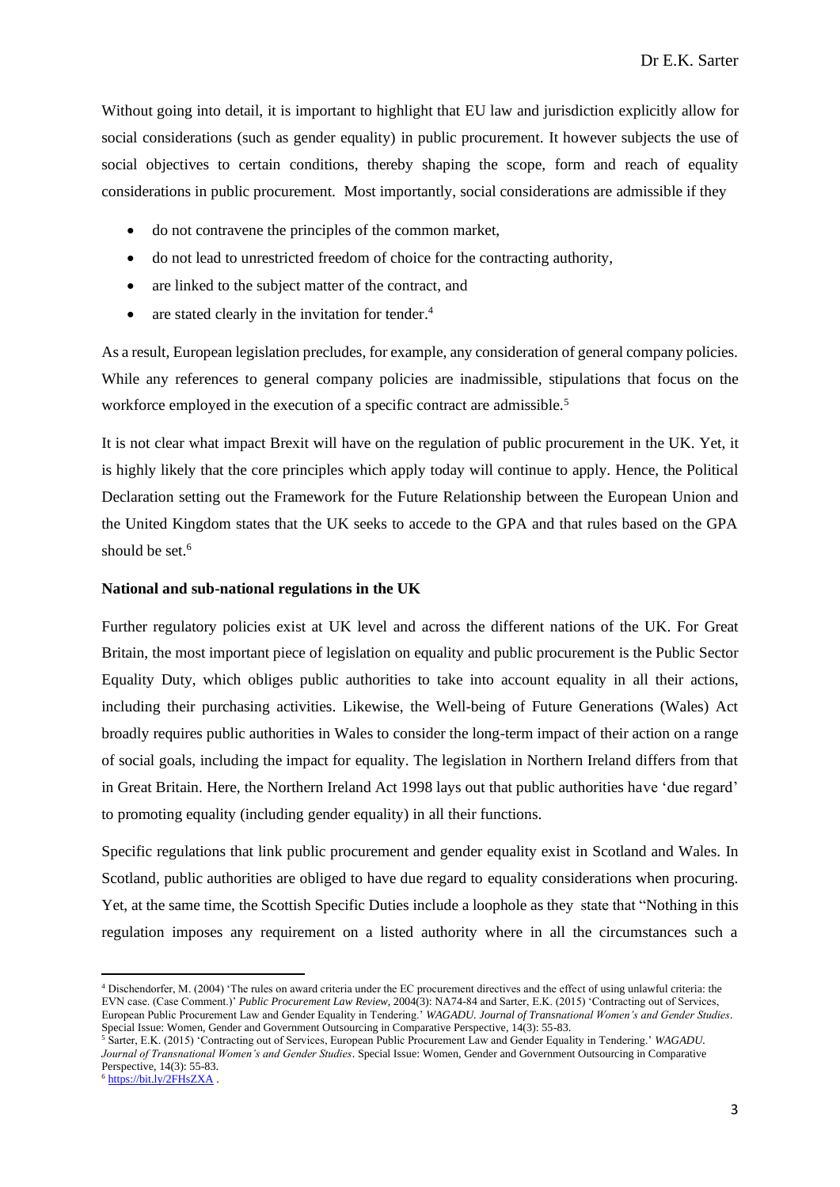Without going into detail, it is important to highlight that EU law and jurisdiction explicitly allow for social considerations (such as gender equality) in public procurement. It however subjects the use of social objectives to certain conditions, thereby shaping the scope, form and reach of equality considerations in public procurement. Most importantly, social considerations are admissible if they

- do not contravene the principles of the common market,
- do not lead to unrestricted freedom of choice for the contracting authority,
- are linked to the subject matter of the contract, and
- are stated clearly in the invitation for tender.[4]

As a result, European legislation precludes, for example, any consideration of general company policies. While any references to general company policies are inadmissible, stipulations that focus on the workforce employed in the execution of a specific contract are admissible.[5]

It is not clear what impact Brexit will have on the regulation of public procurement in the UK. Yet, it is highly likely that the core principles which apply today will continue to apply. Hence, the Political Declaration setting out the Framework for the Future Relationship between the European Union and the United Kingdom states that the UK seeks to accede to the GPA and that rules based on the GPA should be set.[6]

**National and sub-national regulations in the UK**

Further regulatory policies exist at UK level and across the different nations of the UK. For Great Britain, the most important piece of legislation on equality and public procurement is the Public Sector Equality Duty, which obliges public authorities to take into account equality in all their actions, including their purchasing activities. Likewise, the Well-being of Future Generations (Wales) Act broadly requires public authorities in Wales to consider the long-term impact of their action on a range of social goals, including the impact for equality. The legislation in Northern Ireland differs from that in Great Britain. Here, the Northern Ireland Act 1998 lays out that public authorities have 'due regard' to promoting equality (including gender equality) in all their functions.

Specific regulations that link public procurement and gender equality exist in Scotland and Wales. In Scotland, public authorities are obliged to have due regard to equality considerations when procuring. Yet, at the same time, the Scottish Specific Duties include a loophole as they state that "Nothing in this regulation imposes any requirement on a listed authority where in all the circumstances such a

---

[4] Dischendorfer, M. (2004) 'The rules on award criteria under the EC procurement directives and the effect of using unlawful criteria: the EVN case. (Case Comment.)' *Public Procurement Law Review*, 2004(3): NA74-84 and Sarter, E.K. (2015) 'Contracting out of Services, European Public Procurement Law and Gender Equality in Tendering.' *WAGADU. Journal of Transnational Women's and Gender Studies*. Special Issue: Women, Gender and Government Outsourcing in Comparative Perspective, 14(3): 55-83.

[5] Sarter, E.K. (2015) 'Contracting out of Services, European Public Procurement Law and Gender Equality in Tendering.' *WAGADU. Journal of Transnational Women's and Gender Studies*. Special Issue: Women, Gender and Government Outsourcing in Comparative Perspective, 14(3): 55-83.

[6] https://bit.ly/2FHsZXA .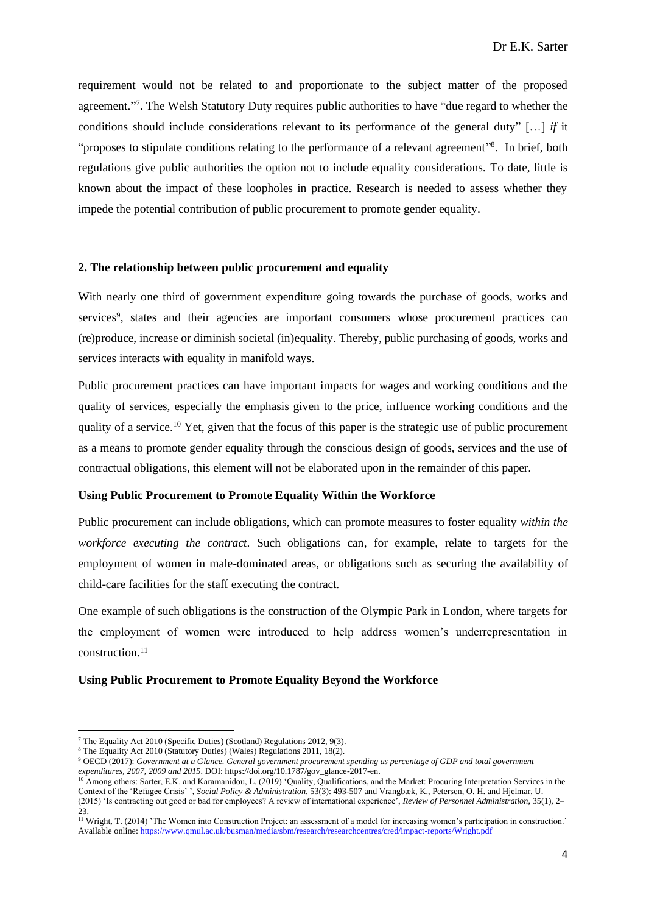requirement would not be related to and proportionate to the subject matter of the proposed agreement."[7]. The Welsh Statutory Duty requires public authorities to have "due regard to whether the conditions should include considerations relevant to its performance of the general duty" […] *if* it "proposes to stipulate conditions relating to the performance of a relevant agreement"[8]. In brief, both regulations give public authorities the option not to include equality considerations. To date, little is known about the impact of these loopholes in practice. Research is needed to assess whether they impede the potential contribution of public procurement to promote gender equality.

## 2. The relationship between public procurement and equality

With nearly one third of government expenditure going towards the purchase of goods, works and services[9], states and their agencies are important consumers whose procurement practices can (re)produce, increase or diminish societal (in)equality. Thereby, public purchasing of goods, works and services interacts with equality in manifold ways.

Public procurement practices can have important impacts for wages and working conditions and the quality of services, especially the emphasis given to the price, influence working conditions and the quality of a service.[10] Yet, given that the focus of this paper is the strategic use of public procurement as a means to promote gender equality through the conscious design of goods, services and the use of contractual obligations, this element will not be elaborated upon in the remainder of this paper.

### Using Public Procurement to Promote Equality Within the Workforce

Public procurement can include obligations, which can promote measures to foster equality *within the workforce executing the contract*. Such obligations can, for example, relate to targets for the employment of women in male-dominated areas, or obligations such as securing the availability of child-care facilities for the staff executing the contract.

One example of such obligations is the construction of the Olympic Park in London, where targets for the employment of women were introduced to help address women's underrepresentation in construction.[11]

### Using Public Procurement to Promote Equality Beyond the Workforce

---

[7] The Equality Act 2010 (Specific Duties) (Scotland) Regulations 2012, 9(3).

[8] The Equality Act 2010 (Statutory Duties) (Wales) Regulations 2011, 18(2).

[9] OECD (2017): *Government at a Glance. General government procurement spending as percentage of GDP and total government expenditures, 2007, 2009 and 2015*. DOI: https://doi.org/10.1787/gov_glance-2017-en.

[10] Among others: Sarter, E.K. and Karamanidou, L. (2019) 'Quality, Qualifications, and the Market: Procuring Interpretation Services in the Context of the 'Refugee Crisis' ', *Social Policy & Administration*, 53(3): 493-507 and Vrangbæk, K., Petersen, O. H. and Hjelmar, U. (2015) 'Is contracting out good or bad for employees? A review of international experience', *Review of Personnel Administration*, 35(1), 2–23.

[11] Wright, T. (2014) 'The Women into Construction Project: an assessment of a model for increasing women's participation in construction.' Available online: https://www.qmul.ac.uk/busman/media/sbm/research/researchcentres/cred/impact-reports/Wright.pdf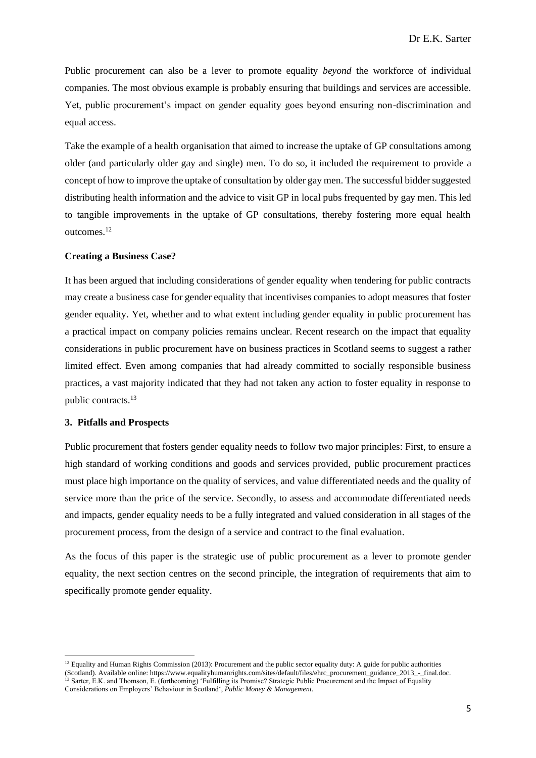Public procurement can also be a lever to promote equality *beyond* the workforce of individual companies. The most obvious example is probably ensuring that buildings and services are accessible. Yet, public procurement's impact on gender equality goes beyond ensuring non-discrimination and equal access.

Take the example of a health organisation that aimed to increase the uptake of GP consultations among older (and particularly older gay and single) men. To do so, it included the requirement to provide a concept of how to improve the uptake of consultation by older gay men. The successful bidder suggested distributing health information and the advice to visit GP in local pubs frequented by gay men. This led to tangible improvements in the uptake of GP consultations, thereby fostering more equal health outcomes.[12]

**Creating a Business Case?**

It has been argued that including considerations of gender equality when tendering for public contracts may create a business case for gender equality that incentivises companies to adopt measures that foster gender equality. Yet, whether and to what extent including gender equality in public procurement has a practical impact on company policies remains unclear. Recent research on the impact that equality considerations in public procurement have on business practices in Scotland seems to suggest a rather limited effect. Even among companies that had already committed to socially responsible business practices, a vast majority indicated that they had not taken any action to foster equality in response to public contracts.[13]

## 3. Pitfalls and Prospects

Public procurement that fosters gender equality needs to follow two major principles: First, to ensure a high standard of working conditions and goods and services provided, public procurement practices must place high importance on the quality of services, and value differentiated needs and the quality of service more than the price of the service. Secondly, to assess and accommodate differentiated needs and impacts, gender equality needs to be a fully integrated and valued consideration in all stages of the procurement process, from the design of a service and contract to the final evaluation.

As the focus of this paper is the strategic use of public procurement as a lever to promote gender equality, the next section centres on the second principle, the integration of requirements that aim to specifically promote gender equality.

---

[12] Equality and Human Rights Commission (2013): Procurement and the public sector equality duty: A guide for public authorities (Scotland). Available online: https://www.equalityhumanrights.com/sites/default/files/ehrc_procurement_guidance_2013_-_final.doc.

[13] Sarter, E.K. and Thomson, E. (forthcoming) 'Fulfilling its Promise? Strategic Public Procurement and the Impact of Equality Considerations on Employers' Behaviour in Scotland', *Public Money & Management*.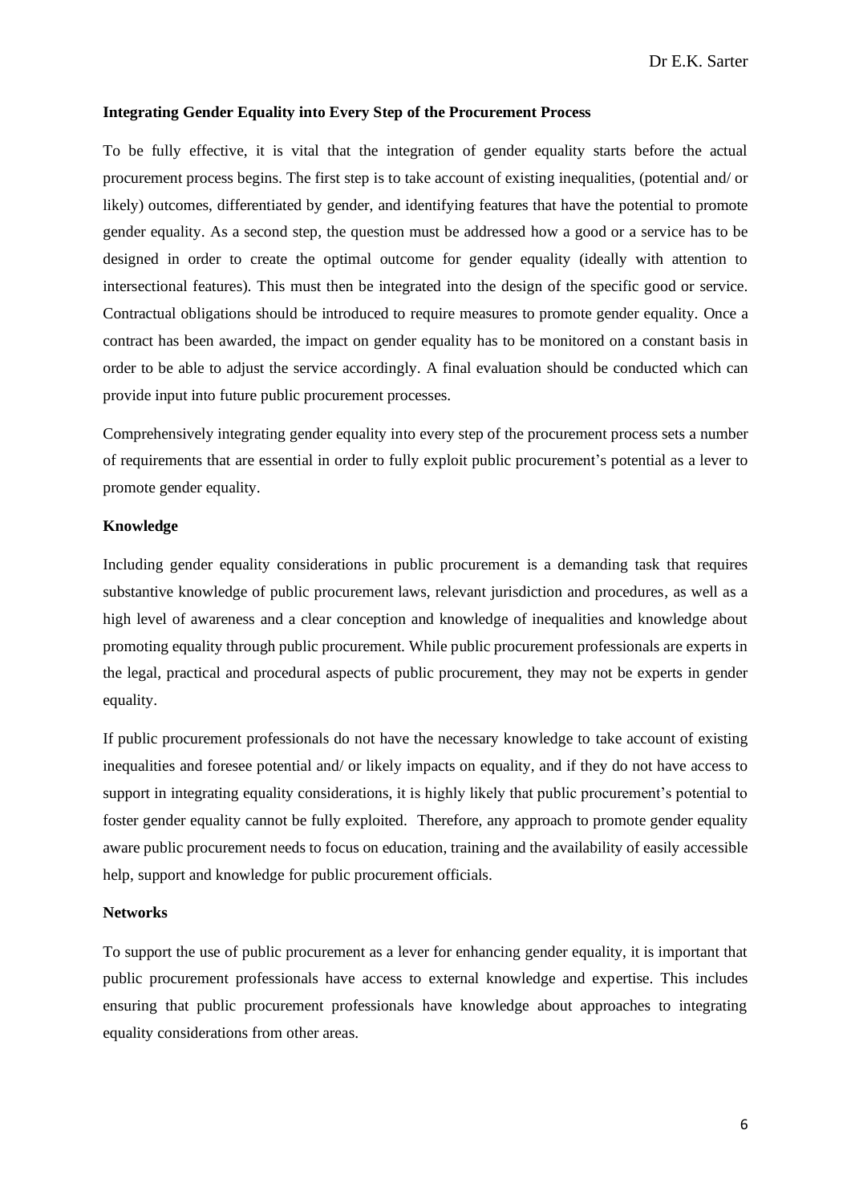**Integrating Gender Equality into Every Step of the Procurement Process**

To be fully effective, it is vital that the integration of gender equality starts before the actual procurement process begins. The first step is to take account of existing inequalities, (potential and/ or likely) outcomes, differentiated by gender, and identifying features that have the potential to promote gender equality. As a second step, the question must be addressed how a good or a service has to be designed in order to create the optimal outcome for gender equality (ideally with attention to intersectional features). This must then be integrated into the design of the specific good or service. Contractual obligations should be introduced to require measures to promote gender equality. Once a contract has been awarded, the impact on gender equality has to be monitored on a constant basis in order to be able to adjust the service accordingly. A final evaluation should be conducted which can provide input into future public procurement processes.

Comprehensively integrating gender equality into every step of the procurement process sets a number of requirements that are essential in order to fully exploit public procurement's potential as a lever to promote gender equality.

**Knowledge**

Including gender equality considerations in public procurement is a demanding task that requires substantive knowledge of public procurement laws, relevant jurisdiction and procedures, as well as a high level of awareness and a clear conception and knowledge of inequalities and knowledge about promoting equality through public procurement. While public procurement professionals are experts in the legal, practical and procedural aspects of public procurement, they may not be experts in gender equality.

If public procurement professionals do not have the necessary knowledge to take account of existing inequalities and foresee potential and/ or likely impacts on equality, and if they do not have access to support in integrating equality considerations, it is highly likely that public procurement's potential to foster gender equality cannot be fully exploited. Therefore, any approach to promote gender equality aware public procurement needs to focus on education, training and the availability of easily accessible help, support and knowledge for public procurement officials.

**Networks**

To support the use of public procurement as a lever for enhancing gender equality, it is important that public procurement professionals have access to external knowledge and expertise. This includes ensuring that public procurement professionals have knowledge about approaches to integrating equality considerations from other areas.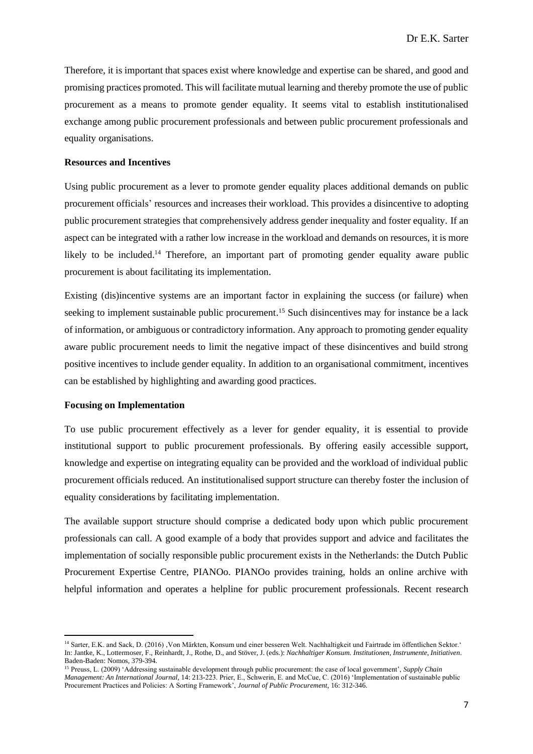Therefore, it is important that spaces exist where knowledge and expertise can be shared, and good and promising practices promoted. This will facilitate mutual learning and thereby promote the use of public procurement as a means to promote gender equality. It seems vital to establish institutionalised exchange among public procurement professionals and between public procurement professionals and equality organisations.

**Resources and Incentives**

Using public procurement as a lever to promote gender equality places additional demands on public procurement officials' resources and increases their workload. This provides a disincentive to adopting public procurement strategies that comprehensively address gender inequality and foster equality. If an aspect can be integrated with a rather low increase in the workload and demands on resources, it is more likely to be included.[14] Therefore, an important part of promoting gender equality aware public procurement is about facilitating its implementation.

Existing (dis)incentive systems are an important factor in explaining the success (or failure) when seeking to implement sustainable public procurement.[15] Such disincentives may for instance be a lack of information, or ambiguous or contradictory information. Any approach to promoting gender equality aware public procurement needs to limit the negative impact of these disincentives and build strong positive incentives to include gender equality. In addition to an organisational commitment, incentives can be established by highlighting and awarding good practices.

**Focusing on Implementation**

To use public procurement effectively as a lever for gender equality, it is essential to provide institutional support to public procurement professionals. By offering easily accessible support, knowledge and expertise on integrating equality can be provided and the workload of individual public procurement officials reduced. An institutionalised support structure can thereby foster the inclusion of equality considerations by facilitating implementation.

The available support structure should comprise a dedicated body upon which public procurement professionals can call. A good example of a body that provides support and advice and facilitates the implementation of socially responsible public procurement exists in the Netherlands: the Dutch Public Procurement Expertise Centre, PIANOo. PIANOo provides training, holds an online archive with helpful information and operates a helpline for public procurement professionals. Recent research

---

[14] Sarter, E.K. and Sack, D. (2016) ‚Von Märkten, Konsum und einer besseren Welt. Nachhaltigkeit und Fairtrade im öffentlichen Sektor.' In: Jantke, K., Lottermoser, F., Reinhardt, J., Rothe, D., and Stöver, J. (eds.): *Nachhaltiger Konsum. Institutionen, Instrumente, Initiativen*. Baden-Baden: Nomos, 379-394.

[15] Preuss, L. (2009) 'Addressing sustainable development through public procurement: the case of local government', *Supply Chain Management: An International Journal*, 14: 213-223. Prier, E., Schwerin, E. and McCue, C. (2016) 'Implementation of sustainable public Procurement Practices and Policies: A Sorting Framework', *Journal of Public Procurement*, 16: 312-346.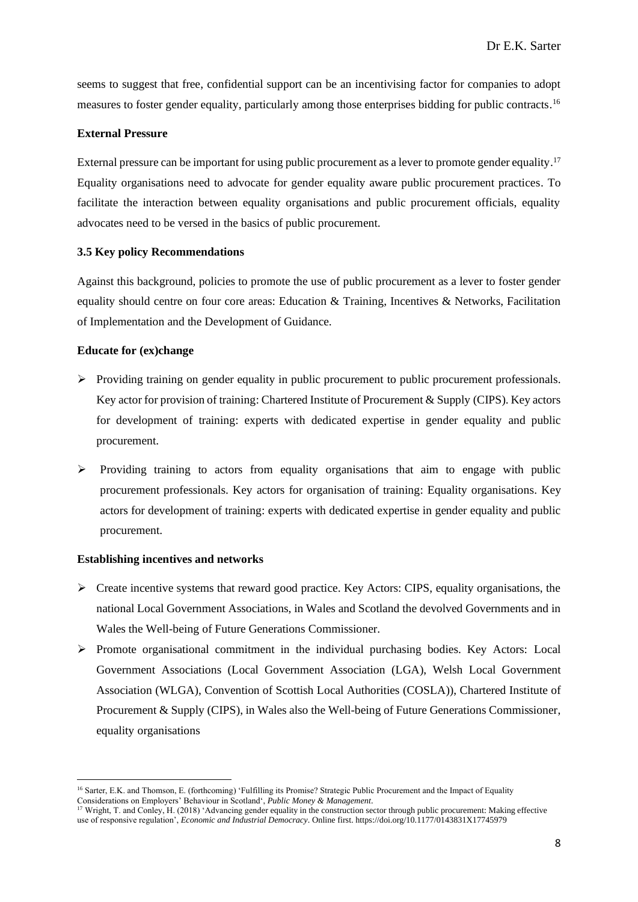seems to suggest that free, confidential support can be an incentivising factor for companies to adopt measures to foster gender equality, particularly among those enterprises bidding for public contracts.[16]

**External Pressure**

External pressure can be important for using public procurement as a lever to promote gender equality.[17] Equality organisations need to advocate for gender equality aware public procurement practices. To facilitate the interaction between equality organisations and public procurement officials, equality advocates need to be versed in the basics of public procurement.

### 3.5 Key policy Recommendations

Against this background, policies to promote the use of public procurement as a lever to foster gender equality should centre on four core areas: Education & Training, Incentives & Networks, Facilitation of Implementation and the Development of Guidance.

**Educate for (ex)change**

- Providing training on gender equality in public procurement to public procurement professionals. Key actor for provision of training: Chartered Institute of Procurement & Supply (CIPS). Key actors for development of training: experts with dedicated expertise in gender equality and public procurement.
- Providing training to actors from equality organisations that aim to engage with public procurement professionals. Key actors for organisation of training: Equality organisations. Key actors for development of training: experts with dedicated expertise in gender equality and public procurement.

**Establishing incentives and networks**

- Create incentive systems that reward good practice. Key Actors: CIPS, equality organisations, the national Local Government Associations, in Wales and Scotland the devolved Governments and in Wales the Well-being of Future Generations Commissioner.
- Promote organisational commitment in the individual purchasing bodies. Key Actors: Local Government Associations (Local Government Association (LGA), Welsh Local Government Association (WLGA), Convention of Scottish Local Authorities (COSLA)), Chartered Institute of Procurement & Supply (CIPS), in Wales also the Well-being of Future Generations Commissioner, equality organisations

---

[16] Sarter, E.K. and Thomson, E. (forthcoming) 'Fulfilling its Promise? Strategic Public Procurement and the Impact of Equality Considerations on Employers' Behaviour in Scotland', *Public Money & Management*.

[17] Wright, T. and Conley, H. (2018) 'Advancing gender equality in the construction sector through public procurement: Making effective use of responsive regulation', *Economic and Industrial Democracy*. Online first. https://doi.org/10.1177/0143831X17745979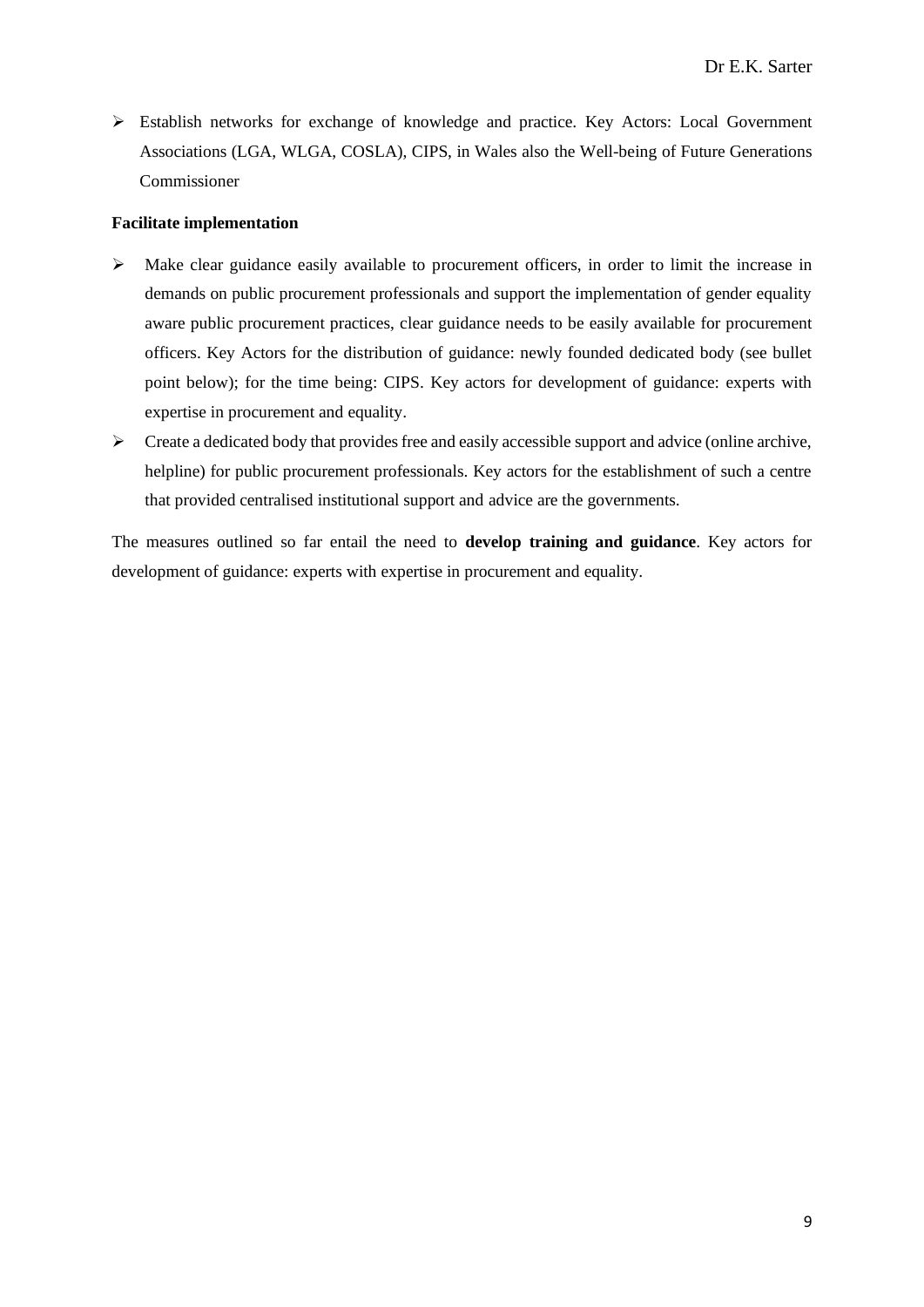- Establish networks for exchange of knowledge and practice. Key Actors: Local Government Associations (LGA, WLGA, COSLA), CIPS, in Wales also the Well-being of Future Generations Commissioner

**Facilitate implementation**

- Make clear guidance easily available to procurement officers, in order to limit the increase in demands on public procurement professionals and support the implementation of gender equality aware public procurement practices, clear guidance needs to be easily available for procurement officers. Key Actors for the distribution of guidance: newly founded dedicated body (see bullet point below); for the time being: CIPS. Key actors for development of guidance: experts with expertise in procurement and equality.
- Create a dedicated body that provides free and easily accessible support and advice (online archive, helpline) for public procurement professionals. Key actors for the establishment of such a centre that provided centralised institutional support and advice are the governments.

The measures outlined so far entail the need to **develop training and guidance**. Key actors for development of guidance: experts with expertise in procurement and equality.